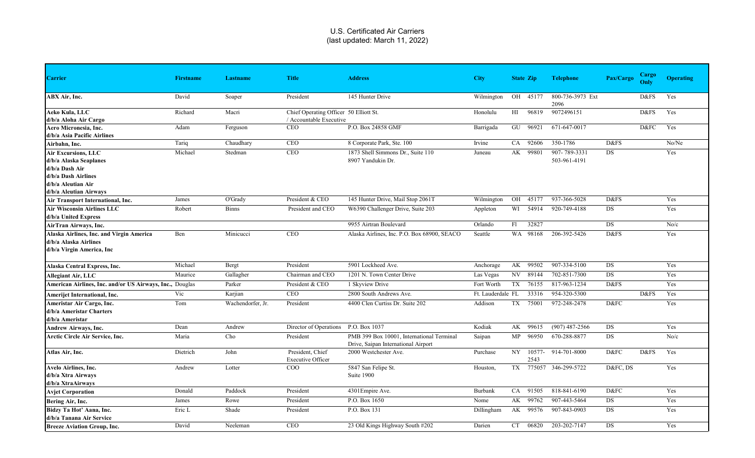# U.S. Certificated Air Carriers
(last updated: March 11, 2022)

| Carrier | Firstname | Lastname | Title | Address | City | State | Zip | Telephone | Pax/Cargo | Cargo Only | Operating |
|---|---|---|---|---|---|---|---|---|---|---|---|
| **ABX Air, Inc.** | David | Soaper | President | 145 Hunter Drive | Wilmington | OH | 45177 | 800-736-3973 Ext 2096 | | D&FS | Yes |
| **Aeko Kula, LLC d/b/a Aloha Air Cargo** | Richard | Macri | Chief Operating Officer / Accountable Executive | 50 Elliott St. | Honolulu | HI | 96819 | 9072496151 | | D&FS | Yes |
| **Aero Micronesia, Inc. d/b/a Asia Pacific Airlines** | Adam | Ferguson | CEO | P.O. Box 24858 GMF | Barrigada | GU | 96921 | 671-647-0017 | | D&FC | Yes |
| **Airbahn, Inc.** | Tariq | Chaudhary | CEO | 8 Corporate Park, Ste. 100 | Irvine | CA | 92606 | 350-1786 | D&FS | | No/Ne |
| **Air Excursions, LLC d/b/a Alaska Seaplanes d/b/a Dash Air d/b/a Dash Airlines d/b/a Aleutian Air d/b/a Aleutian Airways** | Michael | Stedman | CEO | 1873 Shell Simmons Dr., Suite 110 8907 Yandukin Dr. | Juneau | AK | 99801 | 907- 789-3331 503-961-4191 | DS | | Yes |
| **Air Transport International, Inc.** | James | O'Grady | President & CEO | 145 Hunter Drive, Mail Stop 2061T | Wilmington | OH | 45177 | 937-366-5028 | D&FS | | Yes |
| **Air Wisconsin Airlines LLC d/b/a United Express** | Robert | Binns | President and CEO | W6390 Challenger Drive, Suite 203 | Appleton | WI | 54914 | 920-749-4188 | DS | | Yes |
| **AirTran Airways, Inc.** | | | | 9955 Airtran Boulevard | Orlando | Fl | 32827 | | DS | | No/c |
| **Alaska Airlines, Inc. and Virgin America d/b/a Alaska Airlines d/b/a Virgin America, Inc** | Ben | Minicucci | CEO | Alaska Airlines, Inc. P.O. Box 68900, SEACO | Seattle | WA | 98168 | 206-392-5426 | D&FS | | Yes |
| **Alaska Central Express, Inc.** | Michael | Bergt | President | 5901 Lockheed Ave. | Anchorage | AK | 99502 | 907-334-5100 | DS | | Yes |
| **Allegiant Air, LLC** | Maurice | Gallagher | Chairman and CEO | 1201 N. Town Center Drive | Las Vegas | NV | 89144 | 702-851-7300 | DS | | Yes |
| **American Airlines, Inc. and/or US Airways, Inc.** | Douglas | Parker | President & CEO | 1 Skyview Drive | Fort Worth | TX | 76155 | 817-963-1234 | D&FS | | Yes |
| **Amerijet International, Inc.** | Vic | Karjian | CEO | 2800 South Andrews Ave. | Ft. Lauderdale | FL | 33316 | 954-320-5300 | | D&FS | Yes |
| **Ameristar Air Cargo, Inc. d/b/a Ameristar Charters d/b/a Ameristar** | Tom | Wachendorfer, Jr. | President | 4400 Clen Curtiss Dr. Suite 202 | Addison | TX | 75001 | 972-248-2478 | D&FC | | Yes |
| **Andrew Airways, Inc.** | Dean | Andrew | Director of Operations | P.O. Box 1037 | Kodiak | AK | 99615 | (907) 487-2566 | DS | | Yes |
| **Arctic Circle Air Service, Inc.** | Maria | Cho | President | PMB 399 Box 10001, International Terminal Drive, Saipan International Airport | Saipan | MP | 96950 | 670-288-8877 | DS | | No/c |
| **Atlas Air, Inc.** | Dietrich | John | President, Chief Executive Officer | 2000 Westchester Ave. | Purchase | NY | 10577-2543 | 914-701-8000 | D&FC | D&FS | Yes |
| **Avelo Airlines, Inc. d/b/a Xtra Airways d/b/a XtraAirways** | Andrew | Lotter | COO | 5847 San Felipe St. Suite 1900 | Houston, | TX | 775057 | 346-299-5722 | D&FC, DS | | Yes |
| **Avjet Corporation** | Donald | Paddock | President | 4301Empire Ave. | Burbank | CA | 91505 | 818-841-6190 | D&FC | | Yes |
| **Bering Air, Inc.** | James | Rowe | President | P.O. Box 1650 | Nome | AK | 99762 | 907-443-5464 | DS | | Yes |
| **Bidzy Ta Hot' Aana, Inc. d/b/a Tanana Air Service** | Eric L | Shade | President | P.O. Box 131 | Dillingham | AK | 99576 | 907-843-0903 | DS | | Yes |
| **Breeze Aviation Group, Inc.** | David | Neeleman | CEO | 23 Old Kings Highway South #202 | Darien | CT | 06820 | 203-202-7147 | DS | | Yes |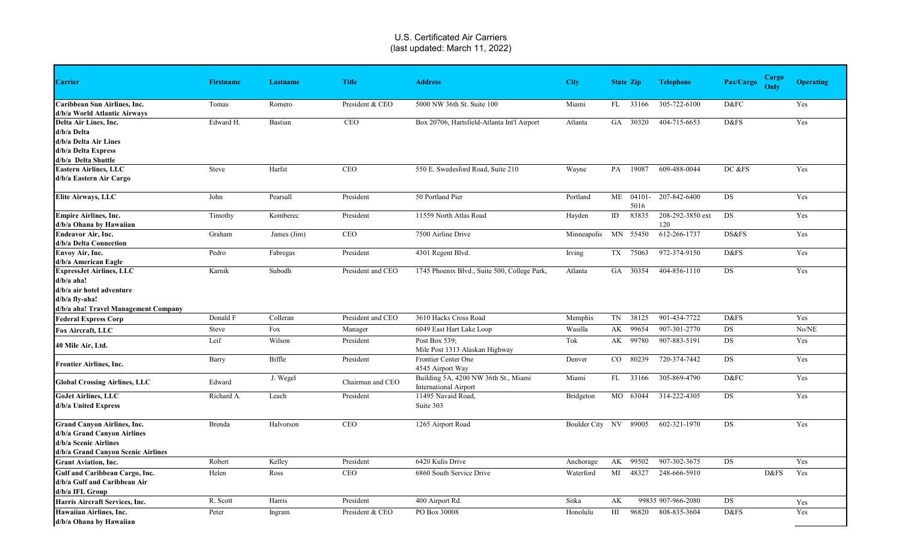# U.S. Certificated Air Carriers
(last updated: March 11, 2022)

| Carrier | Firstname | Lastname | Title | Address | City | State | Zip | Telephone | Pax/Cargo | Cargo Only | Operating |
|---|---|---|---|---|---|---|---|---|---|---|---|
| **Caribbean Sun Airlines, Inc.<br>d/b/a World Atlantic Airways** | Tomas | Romero | President & CEO | 5000 NW 36th St. Suite 100 | Miami | FL | 33166 | 305-722-6100 | D&FC | | Yes |
| **Delta Air Lines, Inc.<br>d/b/a Delta<br>d/b/a Delta Air Lines<br>d/b/a Delta Express<br>d/b/a Delta Shuttle** | Edward H. | Bastian | CEO | Box 20706, Hartsfield-Atlanta Int'l Airport | Atlanta | GA | 30320 | 404-715-6653 | D&FS | | Yes |
| **Eastern Airlines, LLC<br>d/b/a Eastern Air Cargo** | Steve | Harfst | CEO | 550 E. Swedesford Road, Suite 210 | Wayne | PA | 19087 | 609-488-0044 | DC &FS | | Yes |
| **Elite Airways, LLC** | John | Pearsall | President | 50 Portland Pier | Portland | ME | 04101-5016 | 207-842-6400 | DS | | Yes |
| **Empire Airlines, Inc.<br>d/b/a Ohana by Hawaiian** | Timothy | Komberec | President | 11559 North Atlas Road | Hayden | ID | 83835 | 208-292-3850 ext 120 | DS | | Yes |
| **Endeavor Air, Inc.<br>d/b/a Delta Connection** | Graham | James (Jim) | CEO | 7500 Airline Drive | Minneapolis | MN | 55450 | 612-266-1737 | DS&FS | | Yes |
| **Envoy Air, Inc.<br>d/b/a American Eagle** | Pedro | Fabregas | President | 4301 Regent Blvd. | Irving | TX | 75063 | 972-374-9150 | D&FS | | Yes |
| **ExpressJet Airlines, LLC<br>d/b/a aha!<br>d/b/a air hotel adventure<br>d/b/a fly-aha!<br>d/b/a aha! Travel Management Company** | Karnik | Subodh | President and CEO | 1745 Phoenix Blvd., Suite 500, College Park, | Atlanta | GA | 30354 | 404-856-1110 | DS | | Yes |
| **Federal Express Corp** | Donald F | Colleran | President and CEO | 3610 Hacks Cross Road | Memphis | TN | 38125 | 901-434-7722 | D&FS | | Yes |
| **Fox Aircraft, LLC** | Steve | Fox | Manager | 6049 East Hart Lake Loop | Wasilla | AK | 99654 | 907-301-2770 | DS | | No/NE |
| **40 Mile Air, Ltd.** | Leif | Wilson | President | Post Box 539;<br>Mile Post 1313 Alaskan Highway | Tok | AK | 99780 | 907-883-5191 | DS | | Yes |
| **Frontier Airlines, Inc.** | Barry | Biffle | President | Frontier Center One<br>4545 Airport Way | Denver | CO | 80239 | 720-374-7442 | DS | | Yes |
| **Global Crossing Airlines, LLC** | Edward | J. Wegel | Chairman and CEO | Building 5A, 4200 NW 36th St., Miami International Airport | Miami | FL | 33166 | 305-869-4790 | D&FC | | Yes |
| **GoJet Airlines, LLC<br>d/b/a United Express** | Richard A. | Leach | President | 11495 Navaid Road,<br>Suite 303 | Bridgeton | MO | 63044 | 314-222-4305 | DS | | Yes |
| **Grand Canyon Airlines, Inc.<br>d/b/a Grand Canyon Airlines<br>d/b/a Scenic Airlines<br>d/b/a Grand Canyon Scenic Airlines** | Brenda | Halvorson | CEO | 1265 Airport Road | Boulder City | NV | 89005 | 602-321-1970 | DS | | Yes |
| **Grant Aviation, Inc.** | Robert | Kelley | President | 6420 Kulis Drive | Anchorage | AK | 99502 | 907-302-3675 | DS | | Yes |
| **Gulf and Caribbean Cargo, Inc.<br>d/b/a Gulf and Caribbean Air<br>d/b/a IFL Group** | Helen | Ross | CEO | 6860 South Service Drive | Waterford | MI | 48327 | 248-666-5910 | | D&FS | Yes |
| **Harris Aircraft Services, Inc.** | R. Scott | Harris | President | 400 Airport Rd. | Sitka | AK | 99835 | 907-966-2080 | DS | | Yes |
| **Hawaiian Airlines, Inc.<br>d/b/a Ohana by Hawaiian** | Peter | Ingram | President & CEO | PO Box 30008 | Honolulu | HI | 96820 | 808-835-3604 | D&FS | | Yes |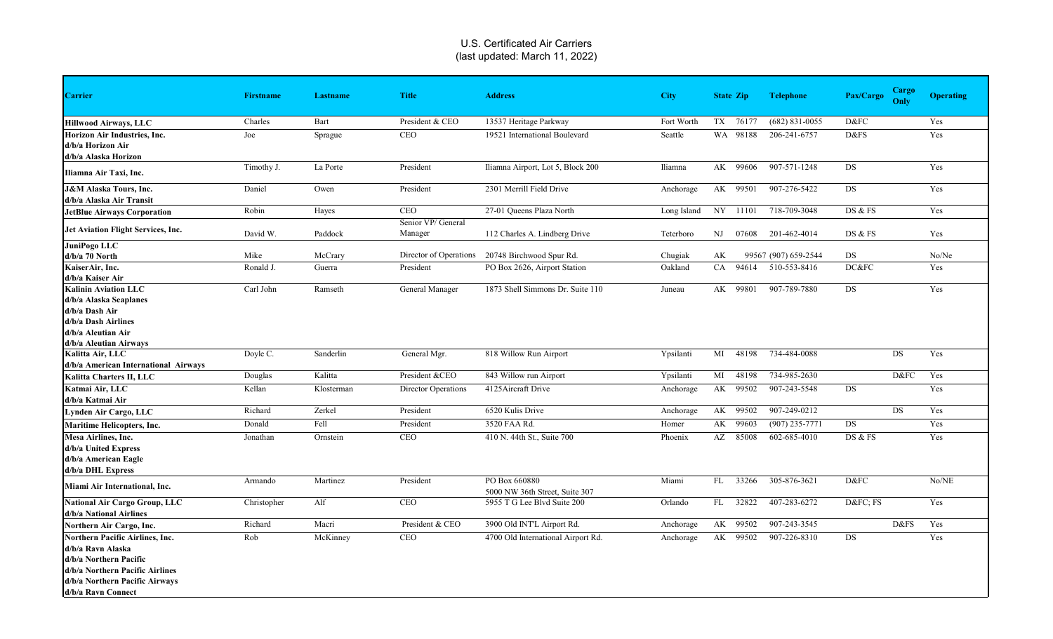U.S. Certificated Air Carriers
(last updated: March 11, 2022)

| Carrier | Firstname | Lastname | Title | Address | City | State | Zip | Telephone | Pax/Cargo | Cargo Only | Operating |
|---|---|---|---|---|---|---|---|---|---|---|---|
| **Hillwood Airways, LLC** | Charles | Bart | President & CEO | 13537 Heritage Parkway | Fort Worth | TX | 76177 | (682) 831-0055 | D&FC | | Yes |
| **Horizon Air Industries, Inc. d/b/a Horizon Air d/b/a Alaska Horizon** | Joe | Sprague | CEO | 19521 International Boulevard | Seattle | WA | 98188 | 206-241-6757 | D&FS | | Yes |
| **Iliamna Air Taxi, Inc.** | Timothy J. | La Porte | President | Iliamna Airport, Lot 5, Block 200 | Iliamna | AK | 99606 | 907-571-1248 | DS | | Yes |
| **J&M Alaska Tours, Inc. d/b/a Alaska Air Transit** | Daniel | Owen | President | 2301 Merrill Field Drive | Anchorage | AK | 99501 | 907-276-5422 | DS | | Yes |
| **JetBlue Airways Corporation** | Robin | Hayes | CEO | 27-01 Queens Plaza North | Long Island | NY | 11101 | 718-709-3048 | DS & FS | | Yes |
| **Jet Aviation Flight Services, Inc.** | David W. | Paddock | Senior VP/ General Manager | 112 Charles A. Lindberg Drive | Teterboro | NJ | 07608 | 201-462-4014 | DS & FS | | Yes |
| **JuniPogo LLC d/b/a 70 North** | Mike | McCrary | Director of Operations | 20748 Birchwood Spur Rd. | Chugiak | AK | 99567 | (907) 659-2544 | DS | | No/Ne |
| **KaiserAir, Inc. d/b/a Kaiser Air** | Ronald J. | Guerra | President | PO Box 2626, Airport Station | Oakland | CA | 94614 | 510-553-8416 | DC&FC | | Yes |
| **Kalinin Aviation LLC d/b/a Alaska Seaplanes d/b/a Dash Air d/b/a Dash Airlines d/b/a Aleutian Air d/b/a Aleutian Airways** | Carl John | Ramseth | General Manager | 1873 Shell Simmons Dr. Suite 110 | Juneau | AK | 99801 | 907-789-7880 | DS | | Yes |
| **Kalitta Air, LLC d/b/a American International Airways** | Doyle C. | Sanderlin | General Mgr. | 818 Willow Run Airport | Ypsilanti | MI | 48198 | 734-484-0088 | | DS | Yes |
| **Kalitta Charters II, LLC** | Douglas | Kalitta | President &CEO | 843 Willow run Airport | Ypsilanti | MI | 48198 | 734-985-2630 | | D&FC | Yes |
| **Katmai Air, LLC d/b/a Katmai Air** | Kellan | Klosterman | Director Operations | 4125Aircraft Drive | Anchorage | AK | 99502 | 907-243-5548 | DS | | Yes |
| **Lynden Air Cargo, LLC** | Richard | Zerkel | President | 6520 Kulis Drive | Anchorage | AK | 99502 | 907-249-0212 | | DS | Yes |
| **Maritime Helicopters, Inc.** | Donald | Fell | President | 3520 FAA Rd. | Homer | AK | 99603 | (907) 235-7771 | DS | | Yes |
| **Mesa Airlines, Inc. d/b/a United Express d/b/a American Eagle d/b/a DHL Express** | Jonathan | Ornstein | CEO | 410 N. 44th St., Suite 700 | Phoenix | AZ | 85008 | 602-685-4010 | DS & FS | | Yes |
| **Miami Air International, Inc.** | Armando | Martinez | President | PO Box 660880 5000 NW 36th Street, Suite 307 | Miami | FL | 33266 | 305-876-3621 | D&FC | | No/NE |
| **National Air Cargo Group, LLC d/b/a National Airlines** | Christopher | Alf | CEO | 5955 T G Lee Blvd Suite 200 | Orlando | FL | 32822 | 407-283-6272 | D&FC; FS | | Yes |
| **Northern Air Cargo, Inc.** | Richard | Macri | President & CEO | 3900 Old INT'L Airport Rd. | Anchorage | AK | 99502 | 907-243-3545 | | D&FS | Yes |
| **Northern Pacific Airlines, Inc. d/b/a Ravn Alaska d/b/a Northern Pacific d/b/a Northern Pacific Airlines d/b/a Northern Pacific Airways d/b/a Ravn Connect** | Rob | McKinney | CEO | 4700 Old International Airport Rd. | Anchorage | AK | 99502 | 907-226-8310 | DS | | Yes |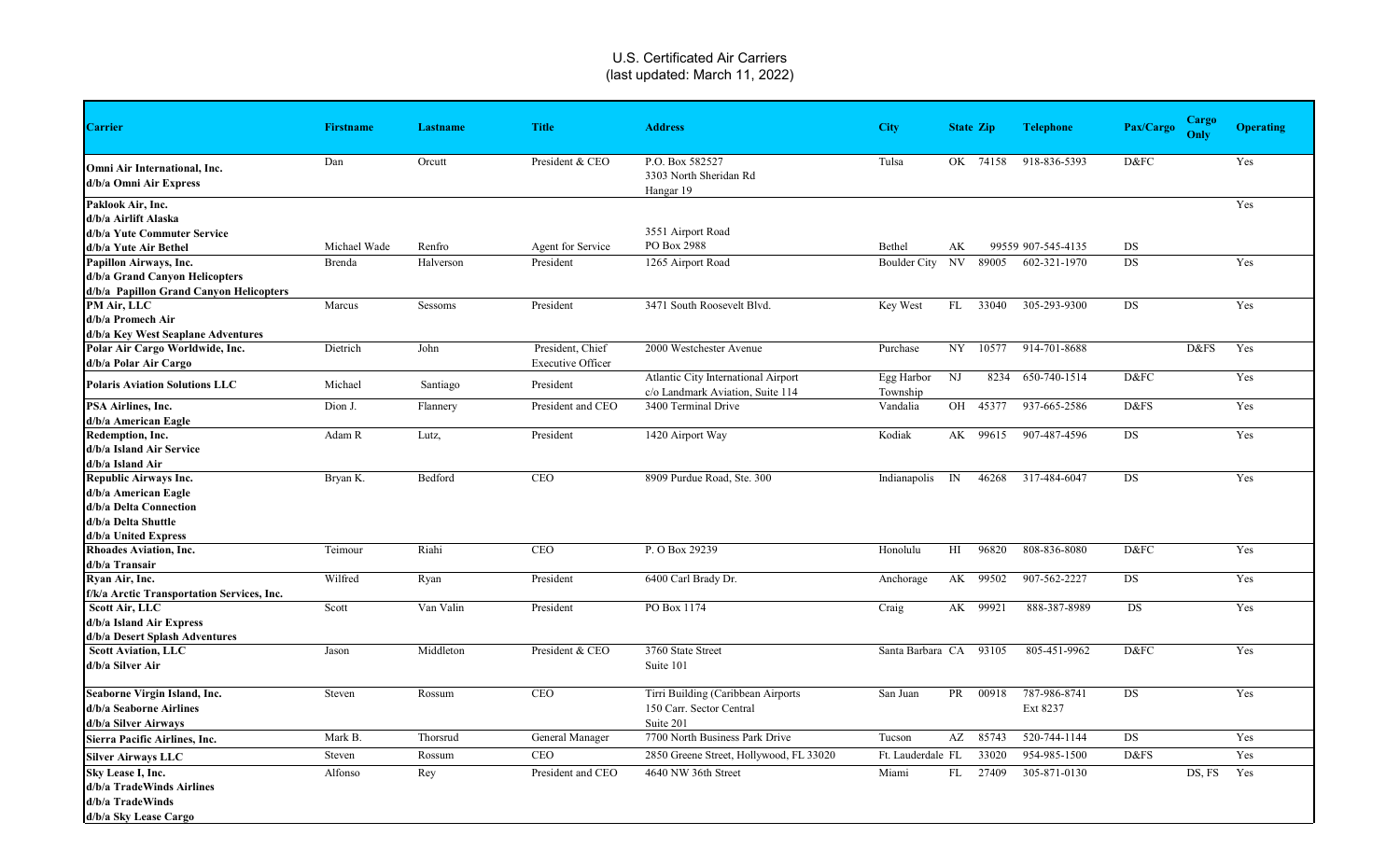# U.S. Certificated Air Carriers
(last updated: March 11, 2022)

| Carrier | Firstname | Lastname | Title | Address | City | State | Zip | Telephone | Pax/Cargo | Cargo Only | Operating |
|---|---|---|---|---|---|---|---|---|---|---|---|
| **Omni Air International, Inc.**<br>**d/b/a Omni Air Express** | Dan | Orcutt | President & CEO | P.O. Box 582527<br>3303 North Sheridan Rd<br>Hangar 19 | Tulsa | OK | 74158 | 918-836-5393 | D&FC | | Yes |
| **Paklook Air, Inc.**<br>**d/b/a Airlift Alaska**<br>**d/b/a Yute Commuter Service**<br>**d/b/a Yute Air Bethel** | Michael Wade | Renfro | Agent for Service | 3551 Airport Road<br>PO Box 2988 | Bethel | AK | 99559 | 907-545-4135 | DS | | Yes |
| **Papillon Airways, Inc.**<br>**d/b/a Grand Canyon Helicopters**<br>**d/b/a Papillon Grand Canyon Helicopters** | Brenda | Halverson | President | 1265 Airport Road | Boulder City | NV | 89005 | 602-321-1970 | DS | | Yes |
| **PM Air, LLC**<br>**d/b/a Promech Air**<br>**d/b/a Key West Seaplane Adventures** | Marcus | Sessoms | President | 3471 South Roosevelt Blvd. | Key West | FL | 33040 | 305-293-9300 | DS | | Yes |
| **Polar Air Cargo Worldwide, Inc.**<br>**d/b/a Polar Air Cargo** | Dietrich | John | President, Chief Executive Officer | 2000 Westchester Avenue | Purchase | NY | 10577 | 914-701-8688 | | D&FS | Yes |
| **Polaris Aviation Solutions LLC** | Michael | Santiago | President | Atlantic City International Airport<br>c/o Landmark Aviation, Suite 114 | Egg Harbor Township | NJ | 8234 | 650-740-1514 | D&FC | | Yes |
| **PSA Airlines, Inc.**<br>**d/b/a American Eagle** | Dion J. | Flannery | President and CEO | 3400 Terminal Drive | Vandalia | OH | 45377 | 937-665-2586 | D&FS | | Yes |
| **Redemption, Inc.**<br>**d/b/a Island Air Service**<br>**d/b/a Island Air** | Adam R | Lutz, | President | 1420 Airport Way | Kodiak | AK | 99615 | 907-487-4596 | DS | | Yes |
| **Republic Airways Inc.**<br>**d/b/a American Eagle**<br>**d/b/a Delta Connection**<br>**d/b/a Delta Shuttle**<br>**d/b/a United Express** | Bryan K. | Bedford | CEO | 8909 Purdue Road, Ste. 300 | Indianapolis | IN | 46268 | 317-484-6047 | DS | | Yes |
| **Rhoades Aviation, Inc.**<br>**d/b/a Transair** | Teimour | Riahi | CEO | P. O Box 29239 | Honolulu | HI | 96820 | 808-836-8080 | D&FC | | Yes |
| **Ryan Air, Inc.**<br>**f/k/a Arctic Transportation Services, Inc.** | Wilfred | Ryan | President | 6400 Carl Brady Dr. | Anchorage | AK | 99502 | 907-562-2227 | DS | | Yes |
| **Scott Air, LLC**<br>**d/b/a Island Air Express**<br>**d/b/a Desert Splash Adventures** | Scott | Van Valin | President | PO Box 1174 | Craig | AK | 99921 | 888-387-8989 | DS | | Yes |
| **Scott Aviation, LLC**<br>**d/b/a Silver Air** | Jason | Middleton | President & CEO | 3760 State Street<br>Suite 101 | Santa Barbara | CA | 93105 | 805-451-9962 | D&FC | | Yes |
| **Seaborne Virgin Island, Inc.**<br>**d/b/a Seaborne Airlines**<br>**d/b/a Silver Airways** | Steven | Rossum | CEO | Tirri Building (Caribbean Airports<br>150 Carr. Sector Central<br>Suite 201 | San Juan | PR | 00918 | 787-986-8741<br>Ext 8237 | DS | | Yes |
| **Sierra Pacific Airlines, Inc.** | Mark B. | Thorsrud | General Manager | 7700 North Business Park Drive | Tucson | AZ | 85743 | 520-744-1144 | DS | | Yes |
| **Silver Airways LLC** | Steven | Rossum | CEO | 2850 Greene Street, Hollywood, FL 33020 | Ft. Lauderdale | FL | 33020 | 954-985-1500 | D&FS | | Yes |
| **Sky Lease I, Inc.**<br>**d/b/a TradeWinds Airlines**<br>**d/b/a TradeWinds**<br>**d/b/a Sky Lease Cargo** | Alfonso | Rey | President and CEO | 4640 NW 36th Street | Miami | FL | 27409 | 305-871-0130 | | DS, FS | Yes |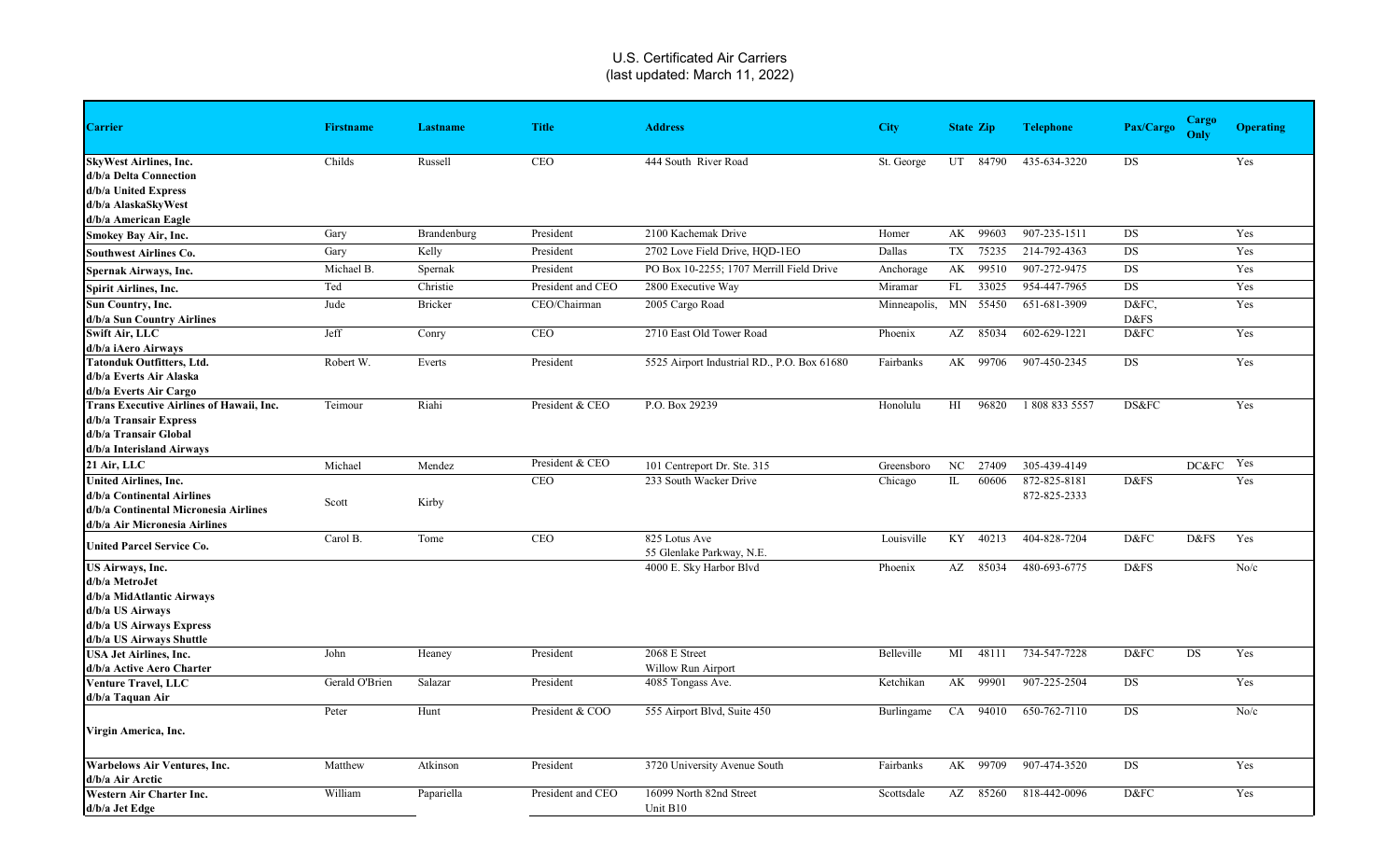U.S. Certificated Air Carriers
(last updated: March 11, 2022)

| Carrier | Firstname | Lastname | Title | Address | City | State | Zip | Telephone | Pax/Cargo | Cargo Only | Operating |
|---|---|---|---|---|---|---|---|---|---|---|---|
| **SkyWest Airlines, Inc.**<br>**d/b/a Delta Connection**<br>**d/b/a United Express**<br>**d/b/a AlaskaSkyWest**<br>**d/b/a American Eagle** | Childs | Russell | CEO | 444 South River Road | St. George | UT | 84790 | 435-634-3220 | DS | | Yes |
| **Smokey Bay Air, Inc.** | Gary | Brandenburg | President | 2100 Kachemak Drive | Homer | AK | 99603 | 907-235-1511 | DS | | Yes |
| **Southwest Airlines Co.** | Gary | Kelly | President | 2702 Love Field Drive, HQD-1EO | Dallas | TX | 75235 | 214-792-4363 | DS | | Yes |
| **Spernak Airways, Inc.** | Michael B. | Spernak | President | PO Box 10-2255; 1707 Merrill Field Drive | Anchorage | AK | 99510 | 907-272-9475 | DS | | Yes |
| **Spirit Airlines, Inc.** | Ted | Christie | President and CEO | 2800 Executive Way | Miramar | FL | 33025 | 954-447-7965 | DS | | Yes |
| **Sun Country, Inc.**<br>**d/b/a Sun Country Airlines** | Jude | Bricker | CEO/Chairman | 2005 Cargo Road | Minneapolis, | MN | 55450 | 651-681-3909 | D&FC, D&FS | | Yes |
| **Swift Air, LLC**<br>**d/b/a iAero Airways** | Jeff | Conry | CEO | 2710 East Old Tower Road | Phoenix | AZ | 85034 | 602-629-1221 | D&FC | | Yes |
| **Tatonduk Outfitters, Ltd.**<br>**d/b/a Everts Air Alaska**<br>**d/b/a Everts Air Cargo** | Robert W. | Everts | President | 5525 Airport Industrial RD., P.O. Box 61680 | Fairbanks | AK | 99706 | 907-450-2345 | DS | | Yes |
| **Trans Executive Airlines of Hawaii, Inc.**<br>**d/b/a Transair Express**<br>**d/b/a Transair Global**<br>**d/b/a Interisland Airways** | Teimour | Riahi | President & CEO | P.O. Box 29239 | Honolulu | HI | 96820 | 1 808 833 5557 | DS&FC | | Yes |
| **21 Air, LLC** | Michael | Mendez | President & CEO | 101 Centreport Dr. Ste. 315 | Greensboro | NC | 27409 | 305-439-4149 | | DC&FC | Yes |
| **United Airlines, Inc.**<br>**d/b/a Continental Airlines**<br>**d/b/a Continental Micronesia Airlines**<br>**d/b/a Air Micronesia Airlines** | Scott | Kirby | CEO | 233 South Wacker Drive | Chicago | IL | 60606 | 872-825-8181<br>872-825-2333 | D&FS | | Yes |
| **United Parcel Service Co.** | Carol B. | Tome | CEO | 825 Lotus Ave<br>55 Glenlake Parkway, N.E. | Louisville | KY | 40213 | 404-828-7204 | D&FC | D&FS | Yes |
| **US Airways, Inc.**<br>**d/b/a MetroJet**<br>**d/b/a MidAtlantic Airways**<br>**d/b/a US Airways**<br>**d/b/a US Airways Express**<br>**d/b/a US Airways Shuttle** | | | | 4000 E. Sky Harbor Blvd | Phoenix | AZ | 85034 | 480-693-6775 | D&FS | | No/c |
| **USA Jet Airlines, Inc.**<br>**d/b/a Active Aero Charter** | John | Heaney | President | 2068 E Street<br>Willow Run Airport | Belleville | MI | 48111 | 734-547-7228 | D&FC | DS | Yes |
| **Venture Travel, LLC**<br>**d/b/a Taquan Air** | Gerald O'Brien | Salazar | President | 4085 Tongass Ave. | Ketchikan | AK | 99901 | 907-225-2504 | DS | | Yes |
| **Virgin America, Inc.** | Peter | Hunt | President & COO | 555 Airport Blvd, Suite 450 | Burlingame | CA | 94010 | 650-762-7110 | DS | | No/c |
| **Warbelows Air Ventures, Inc.**<br>**d/b/a Air Arctic** | Matthew | Atkinson | President | 3720 University Avenue South | Fairbanks | AK | 99709 | 907-474-3520 | DS | | Yes |
| **Western Air Charter Inc.**<br>**d/b/a Jet Edge** | William | Papariella | President and CEO | 16099 North 82nd Street<br>Unit B10 | Scottsdale | AZ | 85260 | 818-442-0096 | D&FC | | Yes |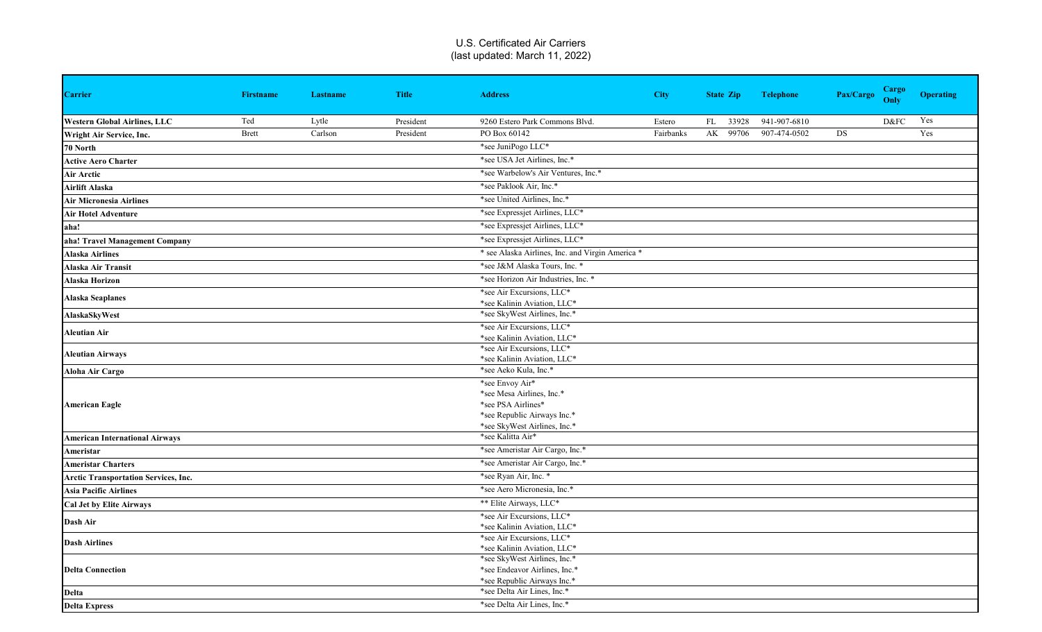U.S. Certificated Air Carriers
(last updated: March 11, 2022)

| Carrier | Firstname | Lastname | Title | Address | City | State | Zip | Telephone | Pax/Cargo | Cargo Only | Operating |
|---|---|---|---|---|---|---|---|---|---|---|---|
| **Western Global Airlines, LLC** | Ted | Lytle | President | 9260 Estero Park Commons Blvd. | Estero | FL | 33928 | 941-907-6810 | | D&FC | Yes |
| **Wright Air Service, Inc.** | Brett | Carlson | President | PO Box 60142 | Fairbanks | AK | 99706 | 907-474-0502 | DS | | Yes |
| **70 North** | | | | *see JuniPogo LLC* | | | | | | | |
| **Active Aero Charter** | | | | *see USA Jet Airlines, Inc.* | | | | | | | |
| **Air Arctic** | | | | *see Warbelow's Air Ventures, Inc.* | | | | | | | |
| **Airlift Alaska** | | | | *see Paklook Air, Inc.* | | | | | | | |
| **Air Micronesia Airlines** | | | | *see United Airlines, Inc.* | | | | | | | |
| **Air Hotel Adventure** | | | | *see Expressjet Airlines, LLC* | | | | | | | |
| **aha!** | | | | *see Expressjet Airlines, LLC* | | | | | | | |
| **aha! Travel Management Company** | | | | *see Expressjet Airlines, LLC* | | | | | | | |
| **Alaska Airlines** | | | | * see Alaska Airlines, Inc. and Virgin America * | | | | | | | |
| **Alaska Air Transit** | | | | *see J&M Alaska Tours, Inc. * | | | | | | | |
| **Alaska Horizon** | | | | *see Horizon Air Industries, Inc. * | | | | | | | |
| **Alaska Seaplanes** | | | | *see Air Excursions, LLC* *see Kalinin Aviation, LLC* | | | | | | | |
| **AlaskaSkyWest** | | | | *see SkyWest Airlines, Inc.* | | | | | | | |
| **Aleutian Air** | | | | *see Air Excursions, LLC* *see Kalinin Aviation, LLC* | | | | | | | |
| **Aleutian Airways** | | | | *see Air Excursions, LLC* *see Kalinin Aviation, LLC* | | | | | | | |
| **Aloha Air Cargo** | | | | *see Aeko Kula, Inc.* | | | | | | | |
| **American Eagle** | | | | *see Envoy Air* *see Mesa Airlines, Inc.* *see PSA Airlines* *see Republic Airways Inc.* *see SkyWest Airlines, Inc.* | | | | | | | |
| **American International Airways** | | | | *see Kalitta Air* | | | | | | | |
| **Ameristar** | | | | *see Ameristar Air Cargo, Inc.* | | | | | | | |
| **Ameristar Charters** | | | | *see Ameristar Air Cargo, Inc.* | | | | | | | |
| **Arctic Transportation Services, Inc.** | | | | *see Ryan Air, Inc. * | | | | | | | |
| **Asia Pacific Airlines** | | | | *see Aero Micronesia, Inc.* | | | | | | | |
| **Cal Jet by Elite Airways** | | | | ** Elite Airways, LLC* | | | | | | | |
| **Dash Air** | | | | *see Air Excursions, LLC* *see Kalinin Aviation, LLC* | | | | | | | |
| **Dash Airlines** | | | | *see Air Excursions, LLC* *see Kalinin Aviation, LLC* | | | | | | | |
| **Delta Connection** | | | | *see SkyWest Airlines, Inc.* *see Endeavor Airlines, Inc.* *see Republic Airways Inc.* | | | | | | | |
| **Delta** | | | | *see Delta Air Lines, Inc.* | | | | | | | |
| **Delta Express** | | | | *see Delta Air Lines, Inc.* | | | | | | | |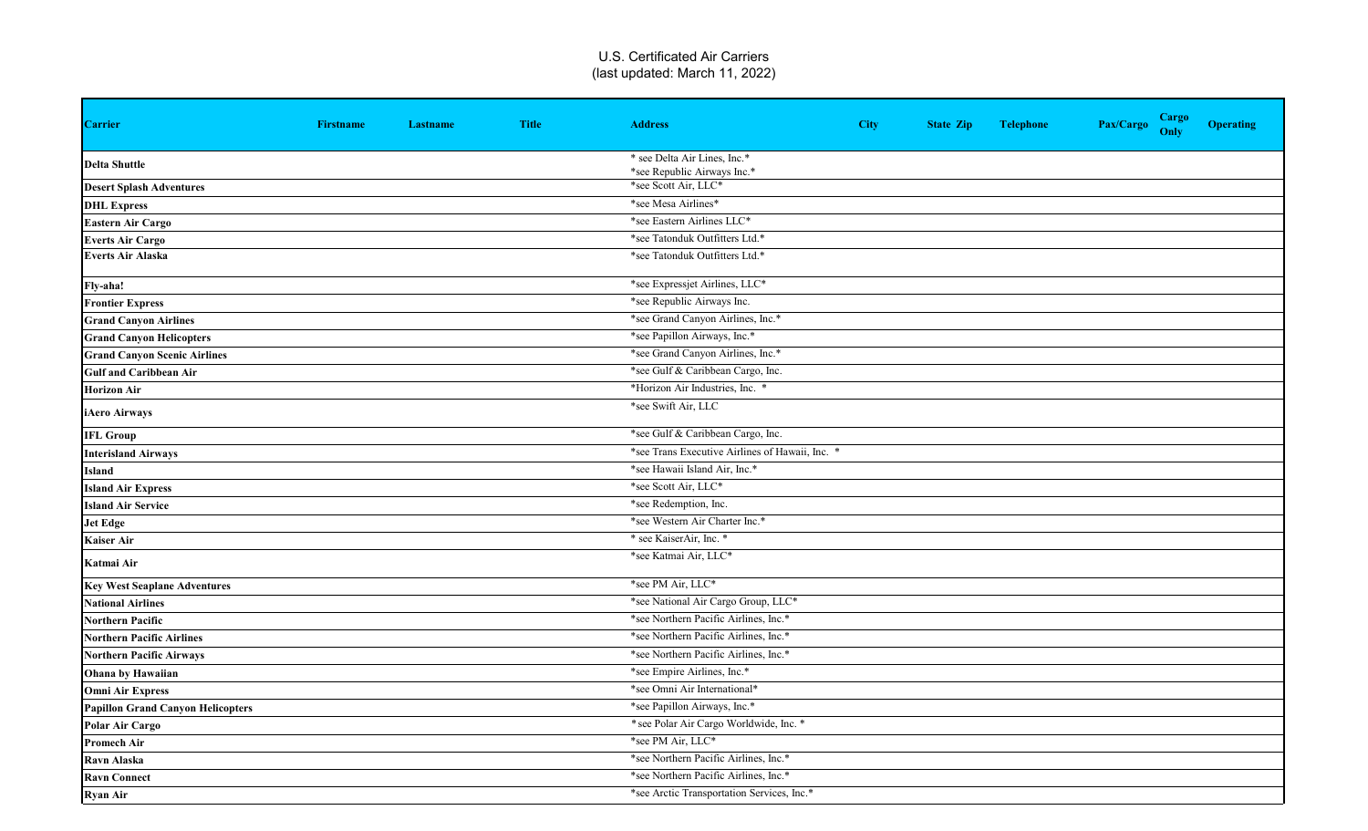U.S. Certificated Air Carriers
(last updated: March 11, 2022)

| Carrier | Firstname | Lastname | Title | Address | City | State | Zip | Telephone | Pax/Cargo | Cargo Only | Operating |
|---|---|---|---|---|---|---|---|---|---|---|---|
| Delta Shuttle | | | | * see Delta Air Lines, Inc.* *see Republic Airways Inc.* | | | | | | | |
| Desert Splash Adventures | | | | *see Scott Air, LLC* | | | | | | | |
| DHL Express | | | | *see Mesa Airlines* | | | | | | | |
| Eastern Air Cargo | | | | *see Eastern Airlines LLC* | | | | | | | |
| Everts Air Cargo | | | | *see Tatonduk Outfitters Ltd.* | | | | | | | |
| Everts Air Alaska | | | | *see Tatonduk Outfitters Ltd.* | | | | | | | |
| Fly-aha! | | | | *see Expressjet Airlines, LLC* | | | | | | | |
| Frontier Express | | | | *see Republic Airways Inc. | | | | | | | |
| Grand Canyon Airlines | | | | *see Grand Canyon Airlines, Inc.* | | | | | | | |
| Grand Canyon Helicopters | | | | *see Papillon Airways, Inc.* | | | | | | | |
| Grand Canyon Scenic Airlines | | | | *see Grand Canyon Airlines, Inc.* | | | | | | | |
| Gulf and Caribbean Air | | | | *see Gulf & Caribbean Cargo, Inc. | | | | | | | |
| Horizon Air | | | | *Horizon Air Industries, Inc. * | | | | | | | |
| iAero Airways | | | | *see Swift Air, LLC | | | | | | | |
| IFL Group | | | | *see Gulf & Caribbean Cargo, Inc. | | | | | | | |
| Interisland Airways | | | | *see Trans Executive Airlines of Hawaii, Inc. * | | | | | | | |
| Island | | | | *see Hawaii Island Air, Inc.* | | | | | | | |
| Island Air Express | | | | *see Scott Air, LLC* | | | | | | | |
| Island Air Service | | | | *see Redemption, Inc. | | | | | | | |
| Jet Edge | | | | *see Western Air Charter Inc.* | | | | | | | |
| Kaiser Air | | | | * see KaiserAir, Inc. * | | | | | | | |
| Katmai Air | | | | *see Katmai Air, LLC* | | | | | | | |
| Key West Seaplane Adventures | | | | *see PM Air, LLC* | | | | | | | |
| National Airlines | | | | *see National Air Cargo Group, LLC* | | | | | | | |
| Northern Pacific | | | | *see Northern Pacific Airlines, Inc.* | | | | | | | |
| Northern Pacific Airlines | | | | *see Northern Pacific Airlines, Inc.* | | | | | | | |
| Northern Pacific Airways | | | | *see Northern Pacific Airlines, Inc.* | | | | | | | |
| Ohana by Hawaiian | | | | *see Empire Airlines, Inc.* | | | | | | | |
| Omni Air Express | | | | *see Omni Air International* | | | | | | | |
| Papillon Grand Canyon Helicopters | | | | *see Papillon Airways, Inc.* | | | | | | | |
| Polar Air Cargo | | | | * see Polar Air Cargo Worldwide, Inc. * | | | | | | | |
| Promech Air | | | | *see PM Air, LLC* | | | | | | | |
| Ravn Alaska | | | | *see Northern Pacific Airlines, Inc.* | | | | | | | |
| Ravn Connect | | | | *see Northern Pacific Airlines, Inc.* | | | | | | | |
| Ryan Air | | | | *see Arctic Transportation Services, Inc.* | | | | | | | |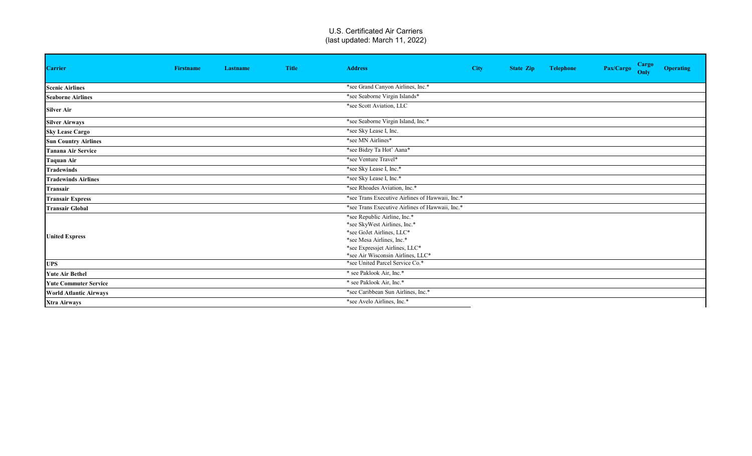U.S. Certificated Air Carriers
(last updated: March 11, 2022)

| Carrier | Firstname | Lastname | Title | Address | City | State | Zip | Telephone | Pax/Cargo | Cargo Only | Operating |
|---|---|---|---|---|---|---|---|---|---|---|---|
| Scenic Airlines | | | | *see Grand Canyon Airlines, Inc.* | | | | | | | |
| Seaborne Airlines | | | | *see Seaborne Virgin Islands* | | | | | | | |
| Silver Air | | | | *see Scott Aviation, LLC | | | | | | | |
| Silver Airways | | | | *see Seaborne Virgin Island, Inc.* | | | | | | | |
| Sky Lease Cargo | | | | *see Sky Lease I, Inc. | | | | | | | |
| Sun Country Airlines | | | | *see MN Airlines* | | | | | | | |
| Tanana Air Service | | | | *see Bidzy Ta Hot' Aana* | | | | | | | |
| Taquan Air | | | | *see Venture Travel* | | | | | | | |
| Tradewinds | | | | *see Sky Lease I, Inc.* | | | | | | | |
| Tradewinds Airlines | | | | *see Sky Lease I, Inc.* | | | | | | | |
| Transair | | | | *see Rhoades Aviation, Inc.* | | | | | | | |
| Transair Express | | | | *see Trans Executive Airlines of Hawwaii, Inc.* | | | | | | | |
| Transair Global | | | | *see Trans Executive Airlines of Hawwaii, Inc.* | | | | | | | |
| United Express | | | | *see Republic Airline, Inc.*<br>*see SkyWest Airlines, Inc.*<br>*see GoJet Airlines, LLC*<br>*see Mesa Airlines, Inc.*<br>*see Expressjet Airlines, LLC*<br>*see Air Wisconsin Airlines, LLC* | | | | | | | |
| UPS | | | | *see United Parcel Service Co.* | | | | | | | |
| Yute Air Bethel | | | | * see Paklook Air, Inc.* | | | | | | | |
| Yute Commuter Service | | | | * see Paklook Air, Inc.* | | | | | | | |
| World Atlantic Airways | | | | *see Caribbean Sun Airlines, Inc.* | | | | | | | |
| Xtra Airways | | | | *see Avelo Airlines, Inc.* | | | | | | | |